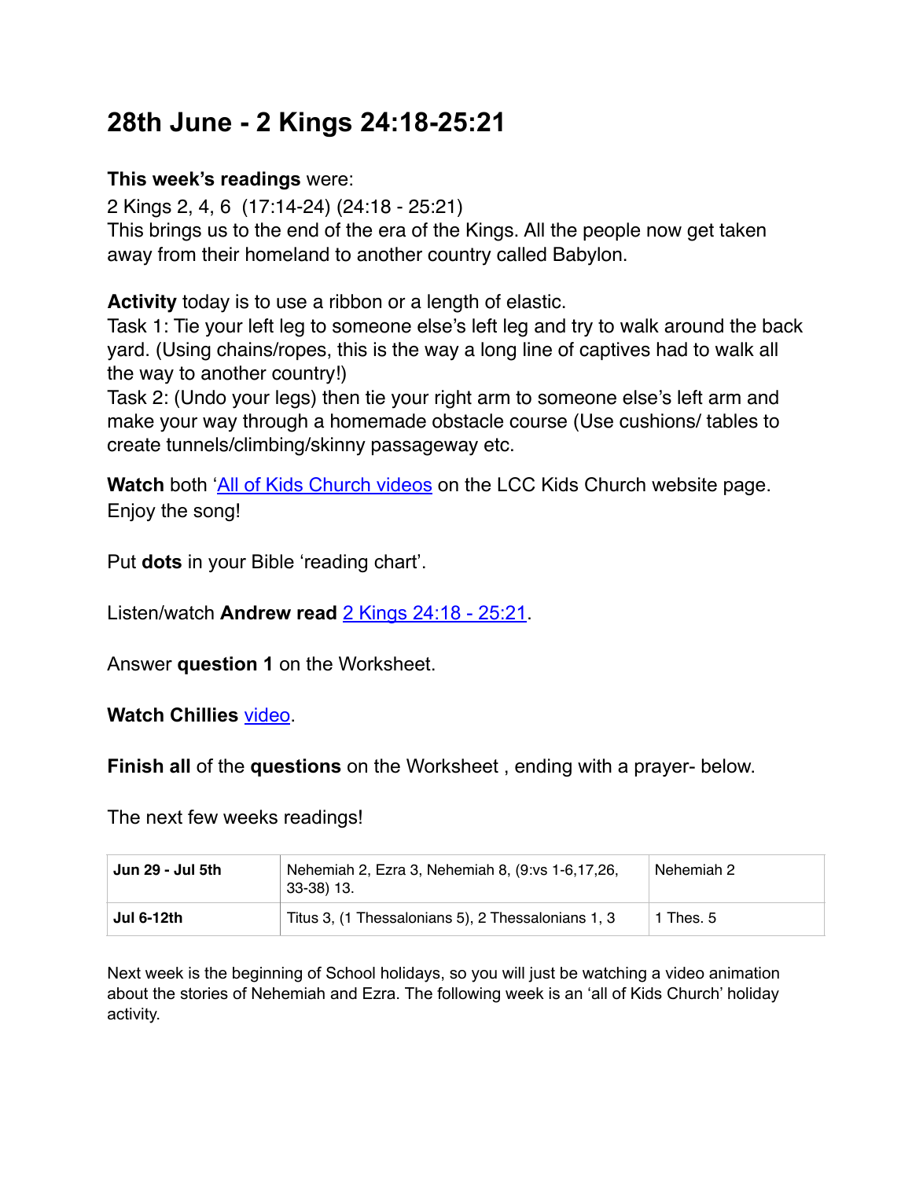# 28th June - 2 Kings 24:18-25:21

**This week's readings** were:
2 Kings 2, 4, 6 (17:14-24) (24:18 - 25:21)
This brings us to the end of the era of the Kings. All the people now get taken away from their homeland to another country called Babylon.

**Activity** today is to use a ribbon or a length of elastic.
Task 1: Tie your left leg to someone else's left leg and try to walk around the back yard. (Using chains/ropes, this is the way a long line of captives had to walk all the way to another country!)
Task 2: (Undo your legs) then tie your right arm to someone else's left arm and make your way through a homemade obstacle course (Use cushions/ tables to create tunnels/climbing/skinny passageway etc.

**Watch** both 'All of Kids Church videos on the LCC Kids Church website page. Enjoy the song!

Put **dots** in your Bible 'reading chart'.

Listen/watch **Andrew read** 2 Kings 24:18 - 25:21.

Answer **question 1** on the Worksheet.

**Watch Chillies** video.

**Finish all** of the **questions** on the Worksheet , ending with a prayer- below.

The next few weeks readings!

| **Jun 29 - Jul 5th** | Nehemiah 2, Ezra 3, Nehemiah 8, (9:vs 1-6,17,26, 33-38) 13. | Nehemiah 2 |
|---|---|---|
| **Jul 6-12th** | Titus 3, (1 Thessalonians 5), 2 Thessalonians 1, 3 | 1 Thes. 5 |

Next week is the beginning of School holidays, so you will just be watching a video animation about the stories of Nehemiah and Ezra. The following week is an 'all of Kids Church' holiday activity.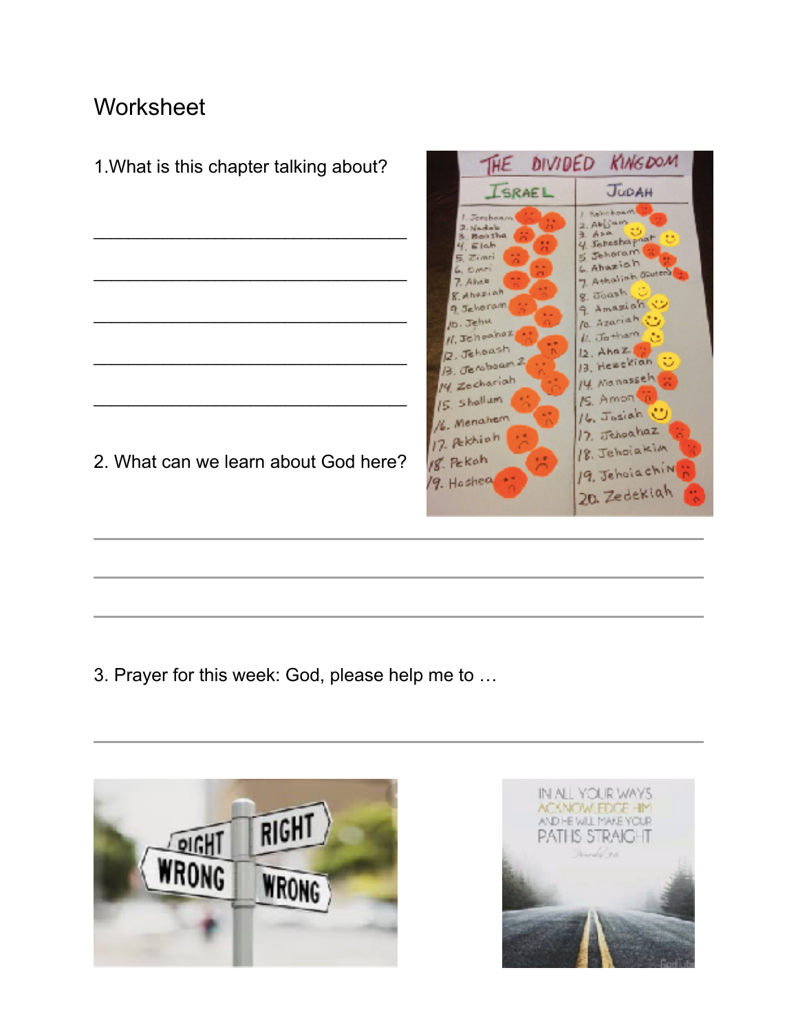Worksheet

1. What is this chapter talking about?

\_\_\_\_\_\_\_\_\_\_\_\_\_\_\_\_\_\_\_\_\_\_\_\_\_\_\_\_\_\_\_\_

\_\_\_\_\_\_\_\_\_\_\_\_\_\_\_\_\_\_\_\_\_\_\_\_\_\_\_\_\_\_\_\_

\_\_\_\_\_\_\_\_\_\_\_\_\_\_\_\_\_\_\_\_\_\_\_\_\_\_\_\_\_\_\_\_

\_\_\_\_\_\_\_\_\_\_\_\_\_\_\_\_\_\_\_\_\_\_\_\_\_\_\_\_\_\_\_\_

\_\_\_\_\_\_\_\_\_\_\_\_\_\_\_\_\_\_\_\_\_\_\_\_\_\_\_\_\_\_\_\_

2. What can we learn about God here?

---

---

---

3. Prayer for this week: God, please help me to …

---